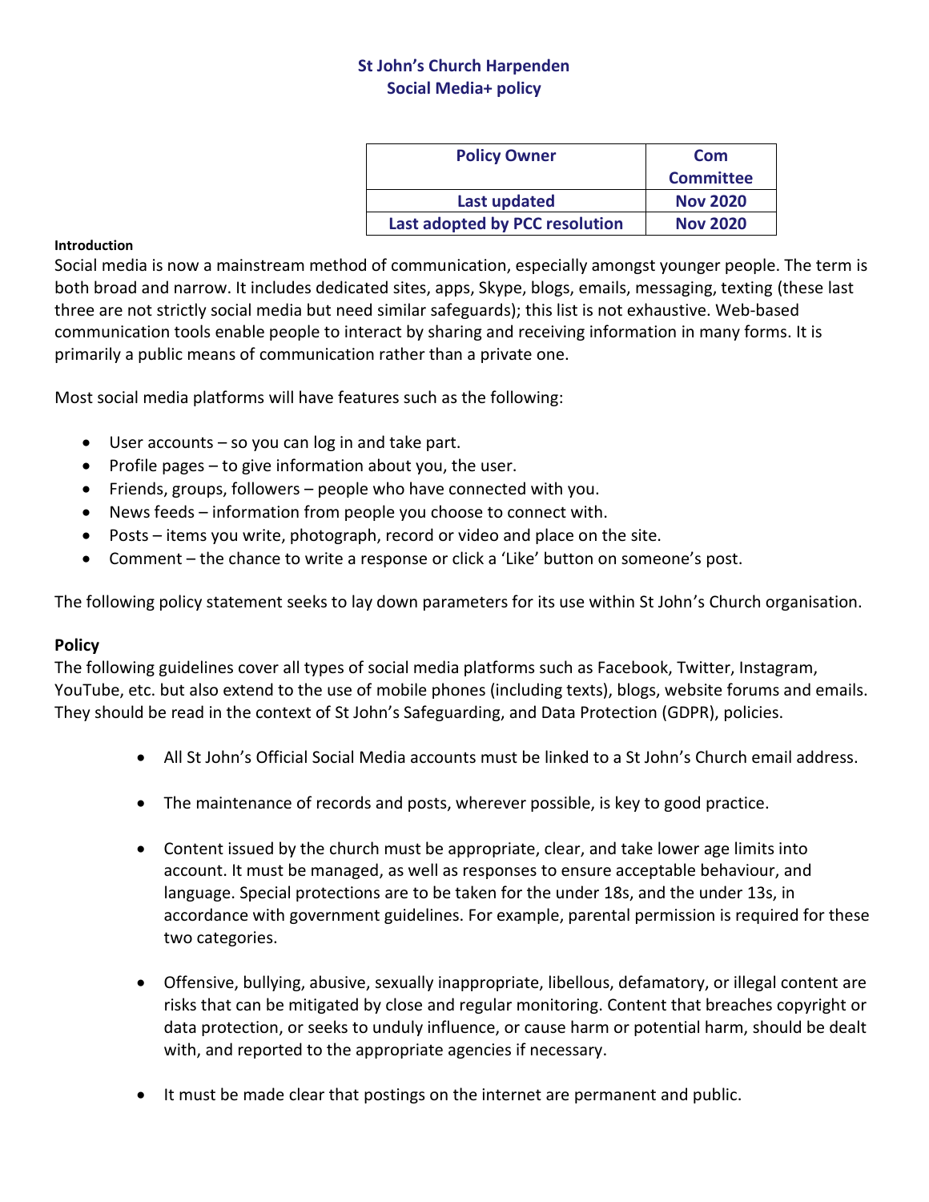# St John's Church Harpenden
## Social Media+ policy

| Policy Owner | Com Committee |
|---|---|
| Last updated | Nov 2020 |
| Last adopted by PCC resolution | Nov 2020 |

**Introduction**

Social media is now a mainstream method of communication, especially amongst younger people. The term is both broad and narrow. It includes dedicated sites, apps, Skype, blogs, emails, messaging, texting (these last three are not strictly social media but need similar safeguards); this list is not exhaustive. Web-based communication tools enable people to interact by sharing and receiving information in many forms. It is primarily a public means of communication rather than a private one.

Most social media platforms will have features such as the following:

- User accounts – so you can log in and take part.
- Profile pages – to give information about you, the user.
- Friends, groups, followers – people who have connected with you.
- News feeds – information from people you choose to connect with.
- Posts – items you write, photograph, record or video and place on the site.
- Comment – the chance to write a response or click a 'Like' button on someone's post.

The following policy statement seeks to lay down parameters for its use within St John's Church organisation.

**Policy**

The following guidelines cover all types of social media platforms such as Facebook, Twitter, Instagram, YouTube, etc. but also extend to the use of mobile phones (including texts), blogs, website forums and emails. They should be read in the context of St John's Safeguarding, and Data Protection (GDPR), policies.

- All St John's Official Social Media accounts must be linked to a St John's Church email address.

- The maintenance of records and posts, wherever possible, is key to good practice.

- Content issued by the church must be appropriate, clear, and take lower age limits into account. It must be managed, as well as responses to ensure acceptable behaviour, and language. Special protections are to be taken for the under 18s, and the under 13s, in accordance with government guidelines. For example, parental permission is required for these two categories.

- Offensive, bullying, abusive, sexually inappropriate, libellous, defamatory, or illegal content are risks that can be mitigated by close and regular monitoring. Content that breaches copyright or data protection, or seeks to unduly influence, or cause harm or potential harm, should be dealt with, and reported to the appropriate agencies if necessary.

- It must be made clear that postings on the internet are permanent and public.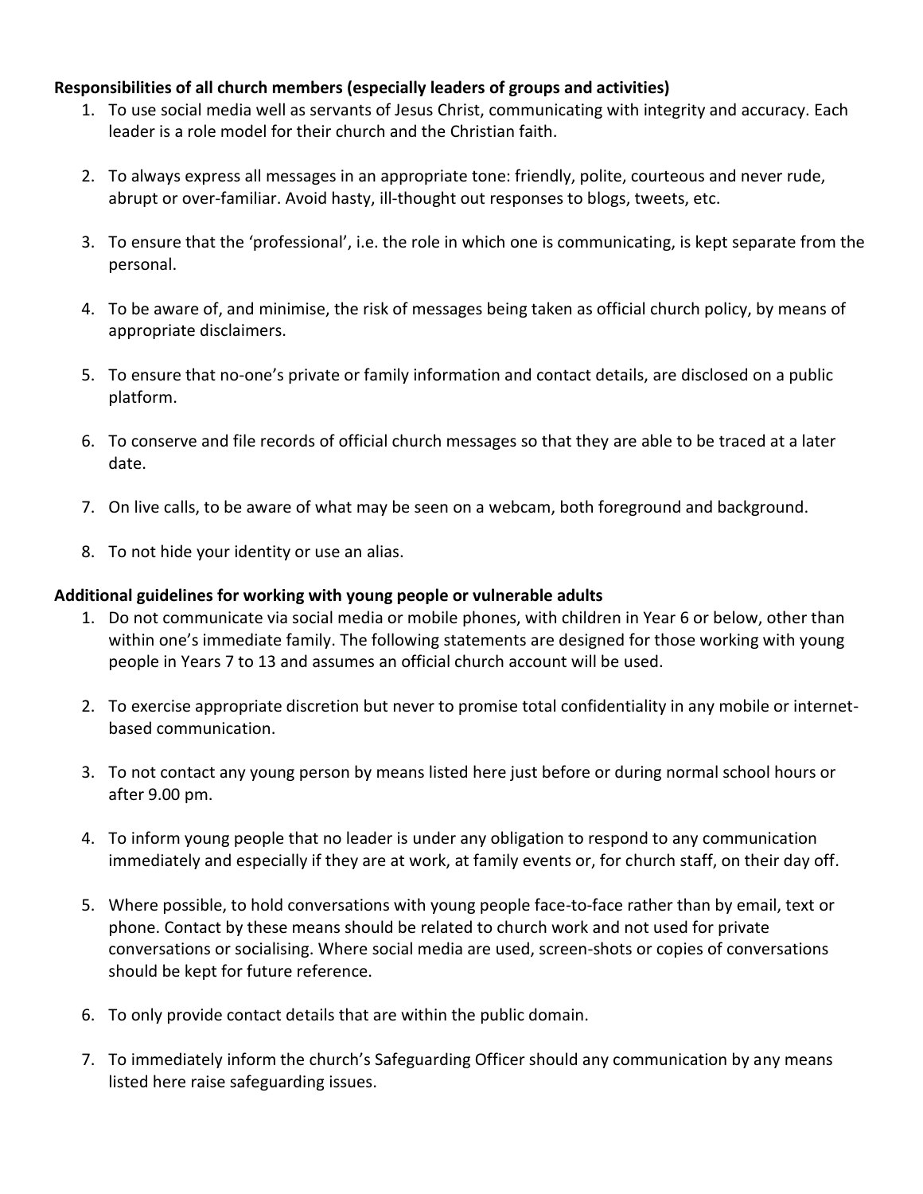**Responsibilities of all church members (especially leaders of groups and activities)**

1. To use social media well as servants of Jesus Christ, communicating with integrity and accuracy. Each leader is a role model for their church and the Christian faith.

2. To always express all messages in an appropriate tone: friendly, polite, courteous and never rude, abrupt or over-familiar. Avoid hasty, ill-thought out responses to blogs, tweets, etc.

3. To ensure that the 'professional', i.e. the role in which one is communicating, is kept separate from the personal.

4. To be aware of, and minimise, the risk of messages being taken as official church policy, by means of appropriate disclaimers.

5. To ensure that no-one's private or family information and contact details, are disclosed on a public platform.

6. To conserve and file records of official church messages so that they are able to be traced at a later date.

7. On live calls, to be aware of what may be seen on a webcam, both foreground and background.

8. To not hide your identity or use an alias.

**Additional guidelines for working with young people or vulnerable adults**

1. Do not communicate via social media or mobile phones, with children in Year 6 or below, other than within one's immediate family. The following statements are designed for those working with young people in Years 7 to 13 and assumes an official church account will be used.

2. To exercise appropriate discretion but never to promise total confidentiality in any mobile or internet-based communication.

3. To not contact any young person by means listed here just before or during normal school hours or after 9.00 pm.

4. To inform young people that no leader is under any obligation to respond to any communication immediately and especially if they are at work, at family events or, for church staff, on their day off.

5. Where possible, to hold conversations with young people face-to-face rather than by email, text or phone. Contact by these means should be related to church work and not used for private conversations or socialising. Where social media are used, screen-shots or copies of conversations should be kept for future reference.

6. To only provide contact details that are within the public domain.

7. To immediately inform the church's Safeguarding Officer should any communication by any means listed here raise safeguarding issues.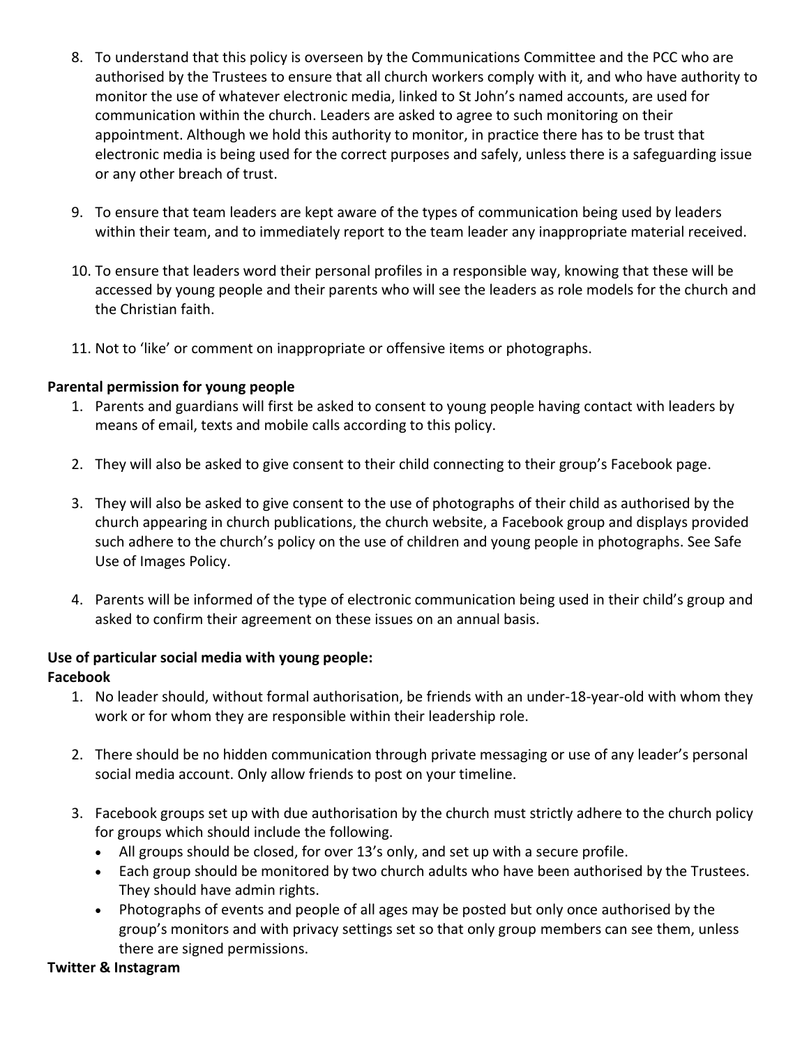8. To understand that this policy is overseen by the Communications Committee and the PCC who are authorised by the Trustees to ensure that all church workers comply with it, and who have authority to monitor the use of whatever electronic media, linked to St John's named accounts, are used for communication within the church. Leaders are asked to agree to such monitoring on their appointment. Although we hold this authority to monitor, in practice there has to be trust that electronic media is being used for the correct purposes and safely, unless there is a safeguarding issue or any other breach of trust.

9. To ensure that team leaders are kept aware of the types of communication being used by leaders within their team, and to immediately report to the team leader any inappropriate material received.

10. To ensure that leaders word their personal profiles in a responsible way, knowing that these will be accessed by young people and their parents who will see the leaders as role models for the church and the Christian faith.

11. Not to 'like' or comment on inappropriate or offensive items or photographs.

**Parental permission for young people**

1. Parents and guardians will first be asked to consent to young people having contact with leaders by means of email, texts and mobile calls according to this policy.

2. They will also be asked to give consent to their child connecting to their group's Facebook page.

3. They will also be asked to give consent to the use of photographs of their child as authorised by the church appearing in church publications, the church website, a Facebook group and displays provided such adhere to the church's policy on the use of children and young people in photographs. See Safe Use of Images Policy.

4. Parents will be informed of the type of electronic communication being used in their child's group and asked to confirm their agreement on these issues on an annual basis.

**Use of particular social media with young people:**

**Facebook**

1. No leader should, without formal authorisation, be friends with an under-18-year-old with whom they work or for whom they are responsible within their leadership role.

2. There should be no hidden communication through private messaging or use of any leader's personal social media account. Only allow friends to post on your timeline.

3. Facebook groups set up with due authorisation by the church must strictly adhere to the church policy for groups which should include the following.
   - All groups should be closed, for over 13's only, and set up with a secure profile.
   - Each group should be monitored by two church adults who have been authorised by the Trustees. They should have admin rights.
   - Photographs of events and people of all ages may be posted but only once authorised by the group's monitors and with privacy settings set so that only group members can see them, unless there are signed permissions.

**Twitter & Instagram**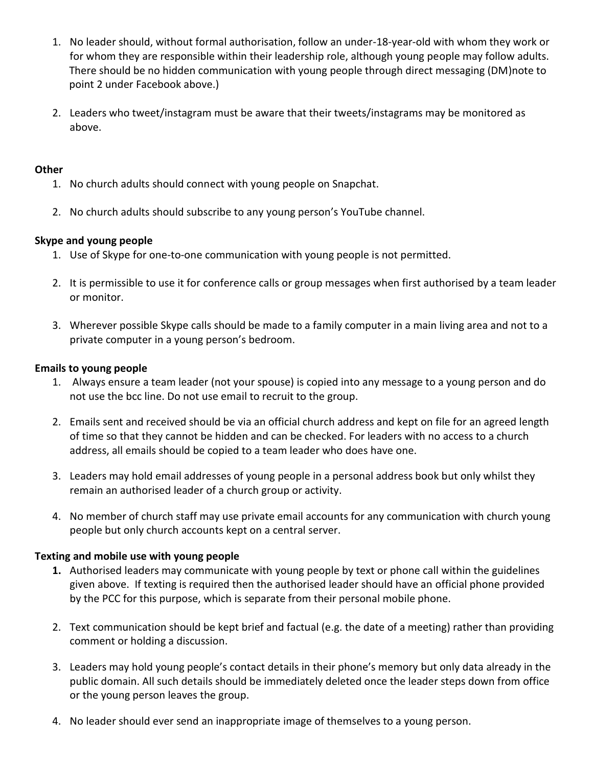1. No leader should, without formal authorisation, follow an under-18-year-old with whom they work or for whom they are responsible within their leadership role, although young people may follow adults. There should be no hidden communication with young people through direct messaging (DM)note to point 2 under Facebook above.)

2. Leaders who tweet/instagram must be aware that their tweets/instagrams may be monitored as above.

**Other**

1. No church adults should connect with young people on Snapchat.

2. No church adults should subscribe to any young person's YouTube channel.

**Skype and young people**

1. Use of Skype for one-to-one communication with young people is not permitted.

2. It is permissible to use it for conference calls or group messages when first authorised by a team leader or monitor.

3. Wherever possible Skype calls should be made to a family computer in a main living area and not to a private computer in a young person's bedroom.

**Emails to young people**

1. Always ensure a team leader (not your spouse) is copied into any message to a young person and do not use the bcc line. Do not use email to recruit to the group.

2. Emails sent and received should be via an official church address and kept on file for an agreed length of time so that they cannot be hidden and can be checked. For leaders with no access to a church address, all emails should be copied to a team leader who does have one.

3. Leaders may hold email addresses of young people in a personal address book but only whilst they remain an authorised leader of a church group or activity.

4. No member of church staff may use private email accounts for any communication with church young people but only church accounts kept on a central server.

**Texting and mobile use with young people**

1. Authorised leaders may communicate with young people by text or phone call within the guidelines given above. If texting is required then the authorised leader should have an official phone provided by the PCC for this purpose, which separate from their personal mobile phone.

2. Text communication should be kept brief and factual (e.g. the date of a meeting) rather than providing comment or holding a discussion.

3. Leaders may hold young people's contact details in their phone's memory but only data already in the public domain. All such details should be immediately deleted once the leader steps down from office or the young person leaves the group.

4. No leader should ever send an inappropriate image of themselves to a young person.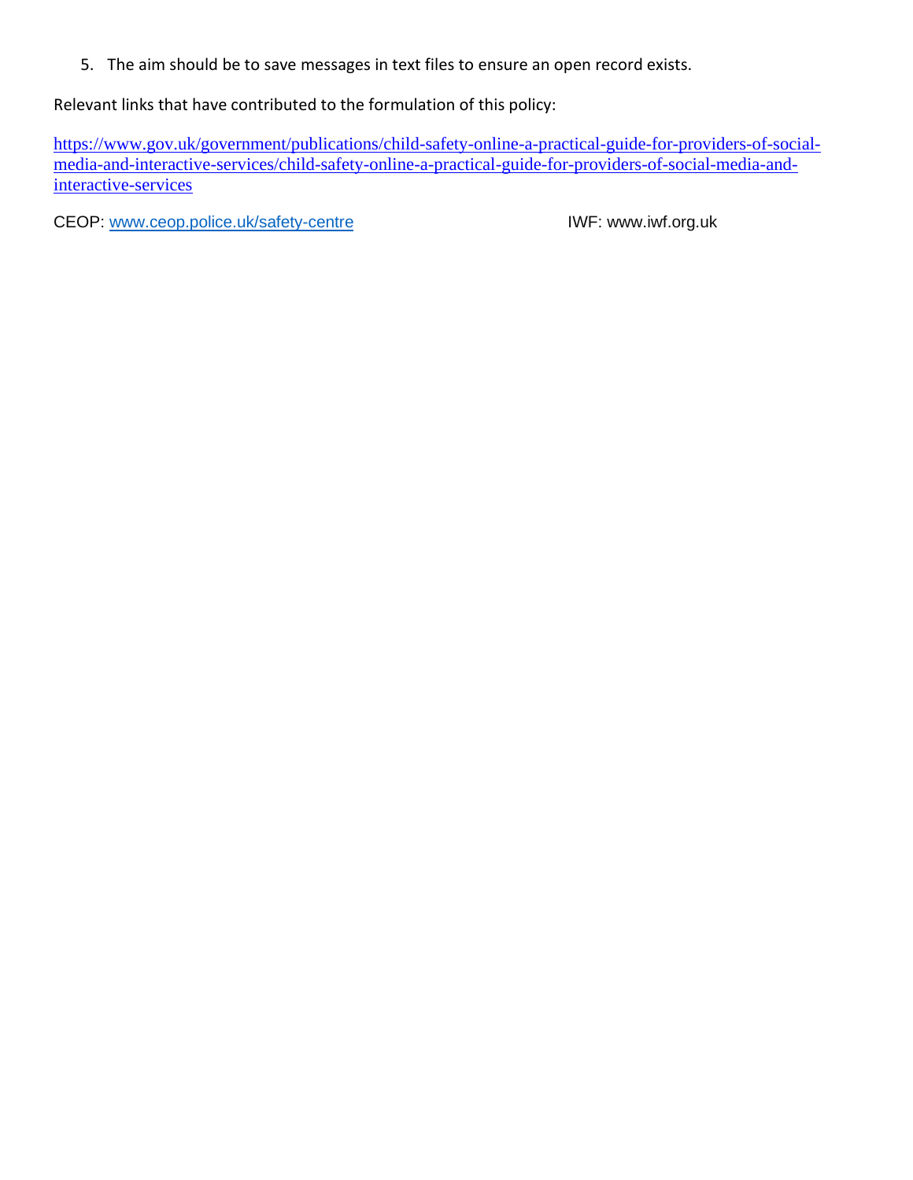5. The aim should be to save messages in text files to ensure an open record exists.

Relevant links that have contributed to the formulation of this policy:

https://www.gov.uk/government/publications/child-safety-online-a-practical-guide-for-providers-of-social-media-and-interactive-services/child-safety-online-a-practical-guide-for-providers-of-social-media-and-interactive-services

CEOP: www.ceop.police.uk/safety-centre

IWF: www.iwf.org.uk